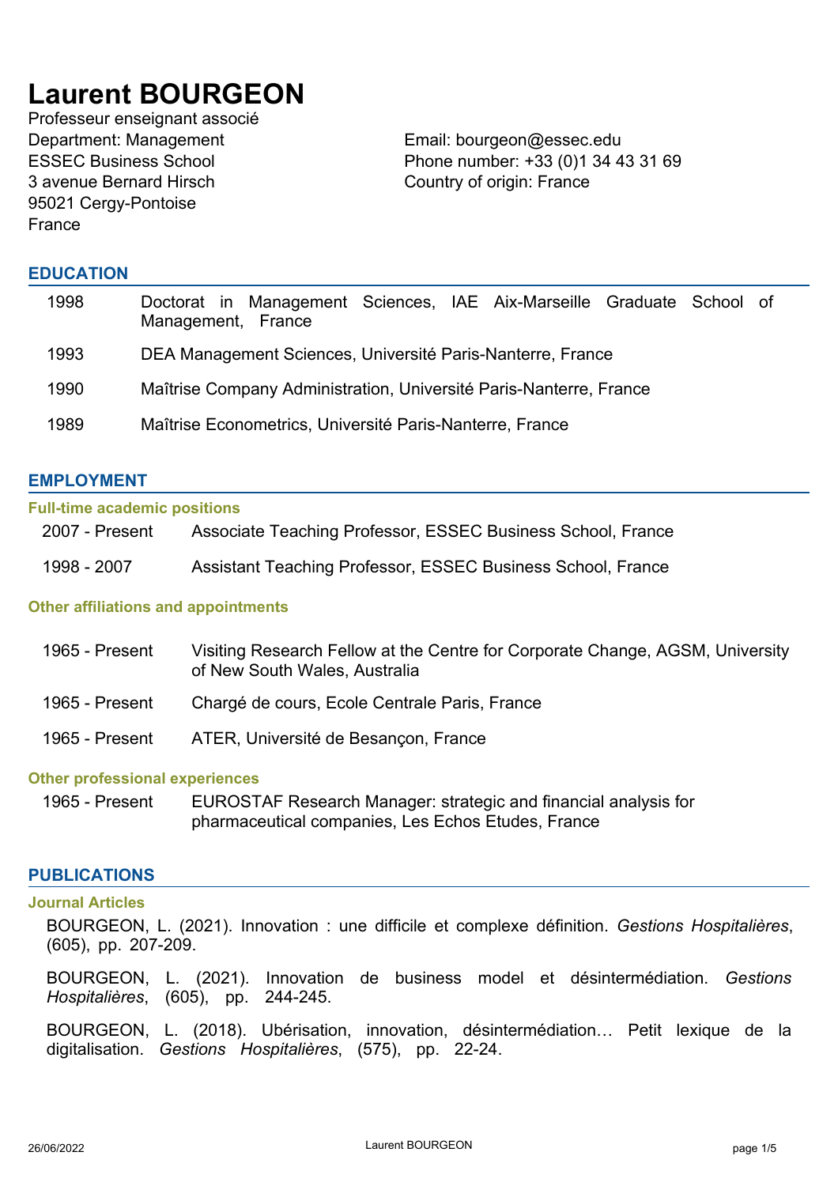# Laurent BOURGEON

Professeur enseignant associé
Department: Management
ESSEC Business School
3 avenue Bernard Hirsch
95021 Cergy-Pontoise
France

Email: bourgeon@essec.edu
Phone number: +33 (0)1 34 43 31 69
Country of origin: France

## EDUCATION

| | |
|---|---|
| 1998 | Doctorat in Management Sciences, IAE Aix-Marseille Graduate School of Management, France |
| 1993 | DEA Management Sciences, Université Paris-Nanterre, France |
| 1990 | Maîtrise Company Administration, Université Paris-Nanterre, France |
| 1989 | Maîtrise Econometrics, Université Paris-Nanterre, France |

## EMPLOYMENT

### Full-time academic positions

| | |
|---|---|
| 2007 - Present | Associate Teaching Professor, ESSEC Business School, France |
| 1998 - 2007 | Assistant Teaching Professor, ESSEC Business School, France |

### Other affiliations and appointments

| | |
|---|---|
| 1965 - Present | Visiting Research Fellow at the Centre for Corporate Change, AGSM, University of New South Wales, Australia |
| 1965 - Present | Chargé de cours, Ecole Centrale Paris, France |
| 1965 - Present | ATER, Université de Besançon, France |

### Other professional experiences

| | |
|---|---|
| 1965 - Present | EUROSTAF Research Manager: strategic and financial analysis for pharmaceutical companies, Les Echos Etudes, France |

## PUBLICATIONS

### Journal Articles

BOURGEON, L. (2021). Innovation : une difficile et complexe définition. *Gestions Hospitalières*, (605), pp. 207-209.

BOURGEON, L. (2021). Innovation de business model et désintermédiation. *Gestions Hospitalières*, (605), pp. 244-245.

BOURGEON, L. (2018). Ubérisation, innovation, désintermédiation… Petit lexique de la digitalisation. *Gestions Hospitalières*, (575), pp. 22-24.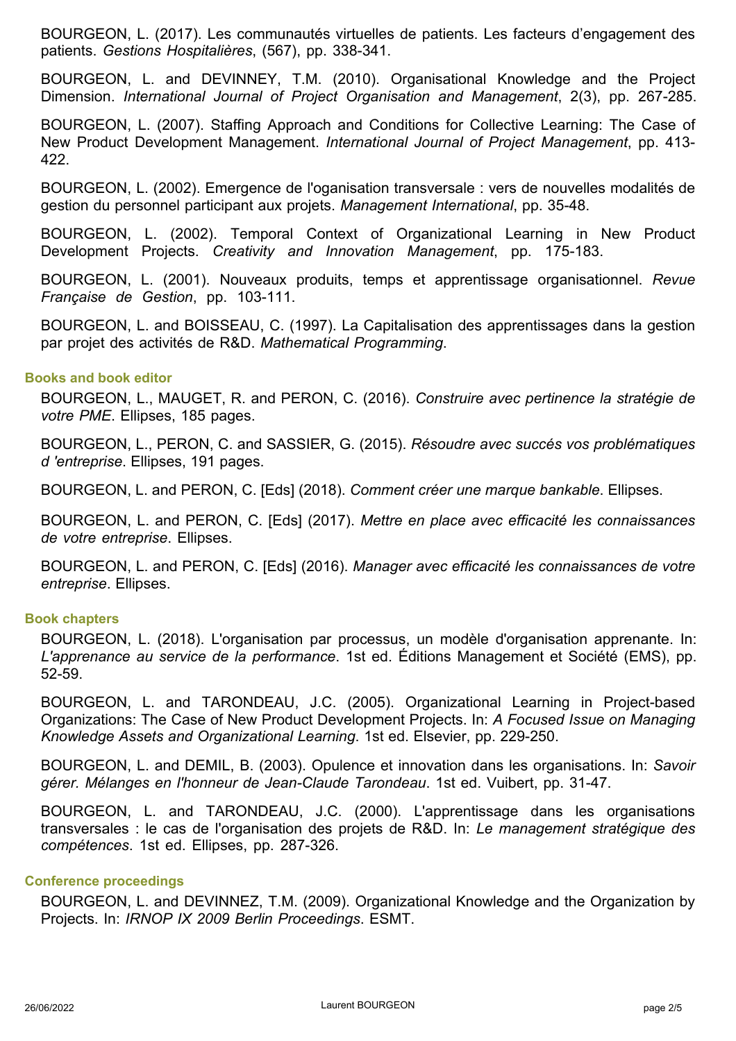BOURGEON, L. (2017). Les communautés virtuelles de patients. Les facteurs d’engagement des patients. *Gestions Hospitalières*, (567), pp. 338-341.

BOURGEON, L. and DEVINNEY, T.M. (2010). Organisational Knowledge and the Project Dimension. *International Journal of Project Organisation and Management*, 2(3), pp. 267-285.

BOURGEON, L. (2007). Staffing Approach and Conditions for Collective Learning: The Case of New Product Development Management. *International Journal of Project Management*, pp. 413-422.

BOURGEON, L. (2002). Emergence de l'oganisation transversale : vers de nouvelles modalités de gestion du personnel participant aux projets. *Management International*, pp. 35-48.

BOURGEON, L. (2002). Temporal Context of Organizational Learning in New Product Development Projects. *Creativity and Innovation Management*, pp. 175-183.

BOURGEON, L. (2001). Nouveaux produits, temps et apprentissage organisationnel. *Revue Française de Gestion*, pp. 103-111.

BOURGEON, L. and BOISSEAU, C. (1997). La Capitalisation des apprentissages dans la gestion par projet des activités de R&D. *Mathematical Programming*.

### Books and book editor

BOURGEON, L., MAUGET, R. and PERON, C. (2016). *Construire avec pertinence la stratégie de votre PME*. Ellipses, 185 pages.

BOURGEON, L., PERON, C. and SASSIER, G. (2015). *Résoudre avec succés vos problématiques d 'entreprise*. Ellipses, 191 pages.

BOURGEON, L. and PERON, C. [Eds] (2018). *Comment créer une marque bankable*. Ellipses.

BOURGEON, L. and PERON, C. [Eds] (2017). *Mettre en place avec efficacité les connaissances de votre entreprise*. Ellipses.

BOURGEON, L. and PERON, C. [Eds] (2016). *Manager avec efficacité les connaissances de votre entreprise*. Ellipses.

### Book chapters

BOURGEON, L. (2018). L'organisation par processus, un modèle d'organisation apprenante. In: *L'apprenance au service de la performance*. 1st ed. Éditions Management et Société (EMS), pp. 52-59.

BOURGEON, L. and TARONDEAU, J.C. (2005). Organizational Learning in Project-based Organizations: The Case of New Product Development Projects. In: *A Focused Issue on Managing Knowledge Assets and Organizational Learning*. 1st ed. Elsevier, pp. 229-250.

BOURGEON, L. and DEMIL, B. (2003). Opulence et innovation dans les organisations. In: *Savoir gérer. Mélanges en l'honneur de Jean-Claude Tarondeau*. 1st ed. Vuibert, pp. 31-47.

BOURGEON, L. and TARONDEAU, J.C. (2000). L'apprentissage dans les organisations transversales : le cas de l'organisation des projets de R&D. In: *Le management stratégique des compétences*. 1st ed. Ellipses, pp. 287-326.

### Conference proceedings

BOURGEON, L. and DEVINNEZ, T.M. (2009). Organizational Knowledge and the Organization by Projects. In: *IRNOP IX 2009 Berlin Proceedings*. ESMT.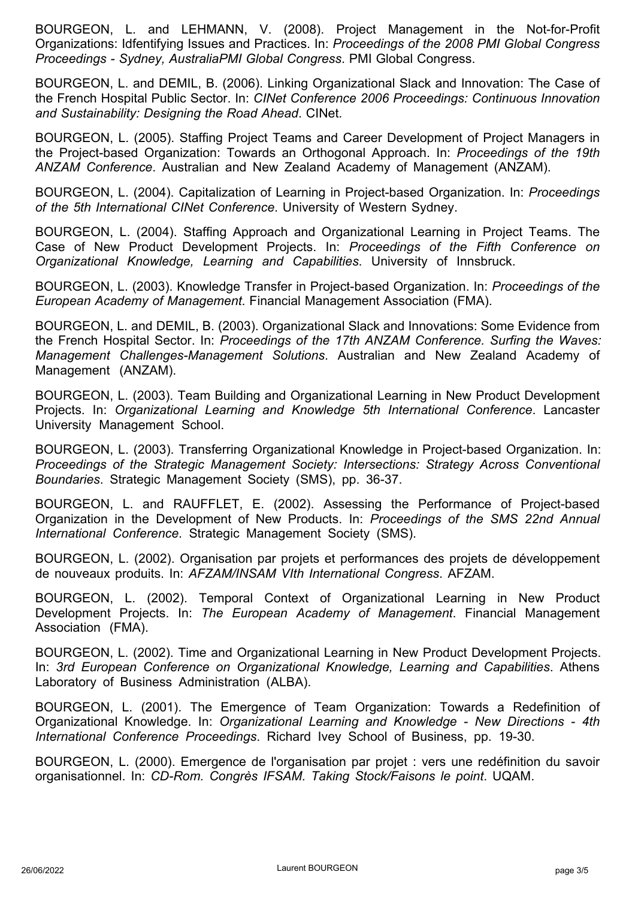BOURGEON, L. and LEHMANN, V. (2008). Project Management in the Not-for-Profit Organizations: Idfentifying Issues and Practices. In: *Proceedings of the 2008 PMI Global Congress Proceedings - Sydney, AustraliaPMI Global Congress*. PMI Global Congress.

BOURGEON, L. and DEMIL, B. (2006). Linking Organizational Slack and Innovation: The Case of the French Hospital Public Sector. In: *CINet Conference 2006 Proceedings: Continuous Innovation and Sustainability: Designing the Road Ahead*. CINet.

BOURGEON, L. (2005). Staffing Project Teams and Career Development of Project Managers in the Project-based Organization: Towards an Orthogonal Approach. In: *Proceedings of the 19th ANZAM Conference*. Australian and New Zealand Academy of Management (ANZAM).

BOURGEON, L. (2004). Capitalization of Learning in Project-based Organization. In: *Proceedings of the 5th International CINet Conference*. University of Western Sydney.

BOURGEON, L. (2004). Staffing Approach and Organizational Learning in Project Teams. The Case of New Product Development Projects. In: *Proceedings of the Fifth Conference on Organizational Knowledge, Learning and Capabilities*. University of Innsbruck.

BOURGEON, L. (2003). Knowledge Transfer in Project-based Organization. In: *Proceedings of the European Academy of Management*. Financial Management Association (FMA).

BOURGEON, L. and DEMIL, B. (2003). Organizational Slack and Innovations: Some Evidence from the French Hospital Sector. In: *Proceedings of the 17th ANZAM Conference. Surfing the Waves: Management Challenges-Management Solutions*. Australian and New Zealand Academy of Management (ANZAM).

BOURGEON, L. (2003). Team Building and Organizational Learning in New Product Development Projects. In: *Organizational Learning and Knowledge 5th International Conference*. Lancaster University Management School.

BOURGEON, L. (2003). Transferring Organizational Knowledge in Project-based Organization. In: *Proceedings of the Strategic Management Society: Intersections: Strategy Across Conventional Boundaries*. Strategic Management Society (SMS), pp. 36-37.

BOURGEON, L. and RAUFFLET, E. (2002). Assessing the Performance of Project-based Organization in the Development of New Products. In: *Proceedings of the SMS 22nd Annual International Conference*. Strategic Management Society (SMS).

BOURGEON, L. (2002). Organisation par projets et performances des projets de développement de nouveaux produits. In: *AFZAM/INSAM VIth International Congress*. AFZAM.

BOURGEON, L. (2002). Temporal Context of Organizational Learning in New Product Development Projects. In: *The European Academy of Management*. Financial Management Association (FMA).

BOURGEON, L. (2002). Time and Organizational Learning in New Product Development Projects. In: *3rd European Conference on Organizational Knowledge, Learning and Capabilities*. Athens Laboratory of Business Administration (ALBA).

BOURGEON, L. (2001). The Emergence of Team Organization: Towards a Redefinition of Organizational Knowledge. In: *Organizational Learning and Knowledge - New Directions - 4th International Conference Proceedings*. Richard Ivey School of Business, pp. 19-30.

BOURGEON, L. (2000). Emergence de l'organisation par projet : vers une redéfinition du savoir organisationnel. In: *CD-Rom. Congrès IFSAM. Taking Stock/Faisons le point*. UQAM.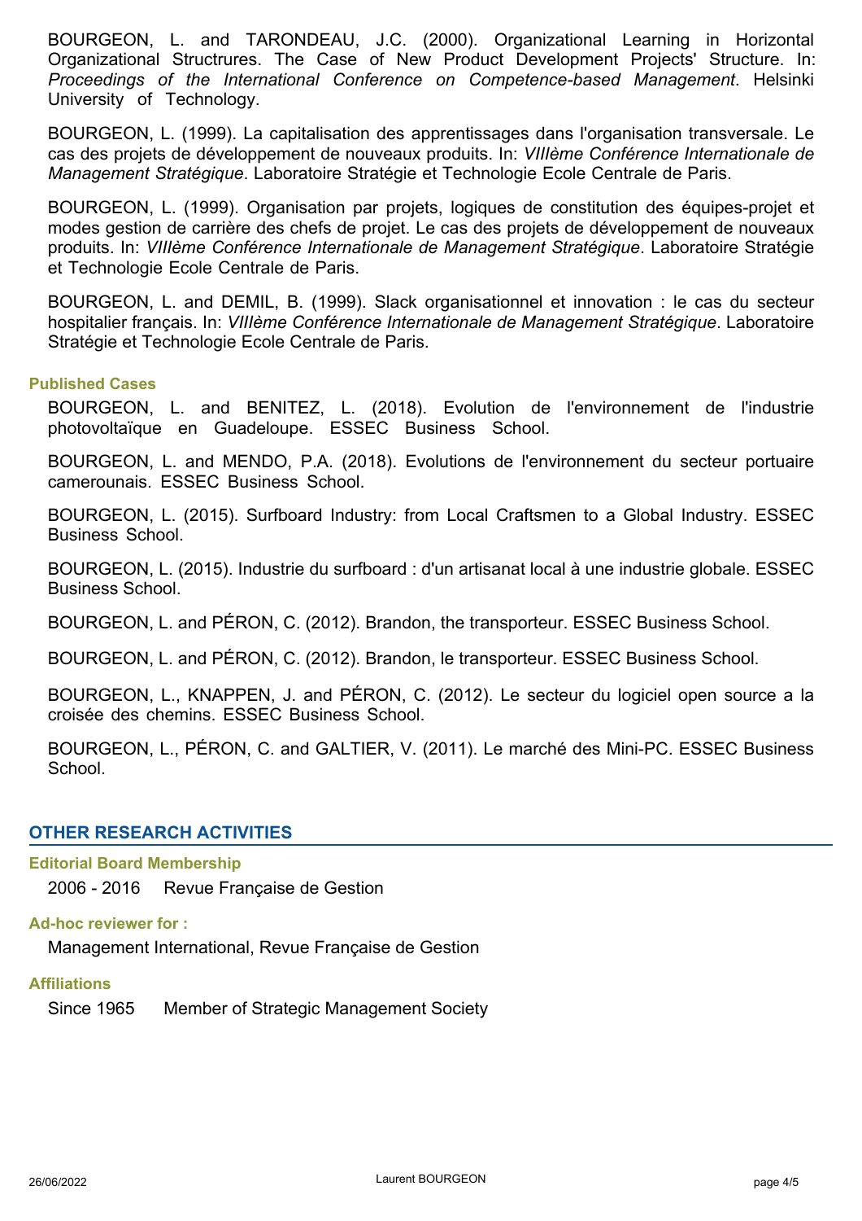BOURGEON, L. and TARONDEAU, J.C. (2000). Organizational Learning in Horizontal Organizational Structrures. The Case of New Product Development Projects' Structure. In: *Proceedings of the International Conference on Competence-based Management*. Helsinki University of Technology.

BOURGEON, L. (1999). La capitalisation des apprentissages dans l'organisation transversale. Le cas des projets de développement de nouveaux produits. In: *VIIIème Conférence Internationale de Management Stratégique*. Laboratoire Stratégie et Technologie Ecole Centrale de Paris.

BOURGEON, L. (1999). Organisation par projets, logiques de constitution des équipes-projet et modes gestion de carrière des chefs de projet. Le cas des projets de développement de nouveaux produits. In: *VIIIème Conférence Internationale de Management Stratégique*. Laboratoire Stratégie et Technologie Ecole Centrale de Paris.

BOURGEON, L. and DEMIL, B. (1999). Slack organisationnel et innovation : le cas du secteur hospitalier français. In: *VIIIème Conférence Internationale de Management Stratégique*. Laboratoire Stratégie et Technologie Ecole Centrale de Paris.

### Published Cases

BOURGEON, L. and BENITEZ, L. (2018). Evolution de l'environnement de l'industrie photovoltaïque en Guadeloupe. ESSEC Business School.

BOURGEON, L. and MENDO, P.A. (2018). Evolutions de l'environnement du secteur portuaire camerounais. ESSEC Business School.

BOURGEON, L. (2015). Surfboard Industry: from Local Craftsmen to a Global Industry. ESSEC Business School.

BOURGEON, L. (2015). Industrie du surfboard : d'un artisanat local à une industrie globale. ESSEC Business School.

BOURGEON, L. and PÉRON, C. (2012). Brandon, the transporteur. ESSEC Business School.

BOURGEON, L. and PÉRON, C. (2012). Brandon, le transporteur. ESSEC Business School.

BOURGEON, L., KNAPPEN, J. and PÉRON, C. (2012). Le secteur du logiciel open source a la croisée des chemins. ESSEC Business School.

BOURGEON, L., PÉRON, C. and GALTIER, V. (2011). Le marché des Mini-PC. ESSEC Business School.

## OTHER RESEARCH ACTIVITIES

### Editorial Board Membership

2006 - 2016 Revue Française de Gestion

### Ad-hoc reviewer for :

Management International, Revue Française de Gestion

### Affiliations

Since 1965 Member of Strategic Management Society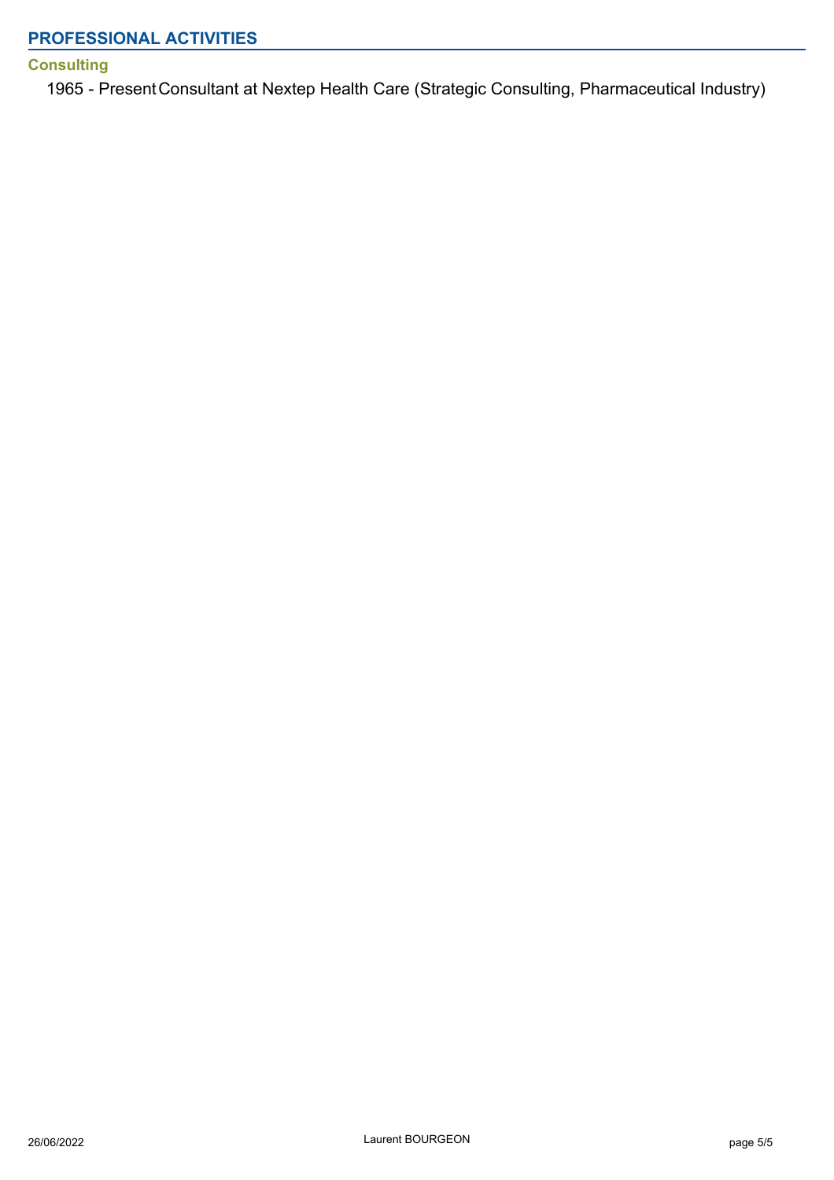## PROFESSIONAL ACTIVITIES

### Consulting

1965 - Present Consultant at Nextep Health Care (Strategic Consulting, Pharmaceutical Industry)